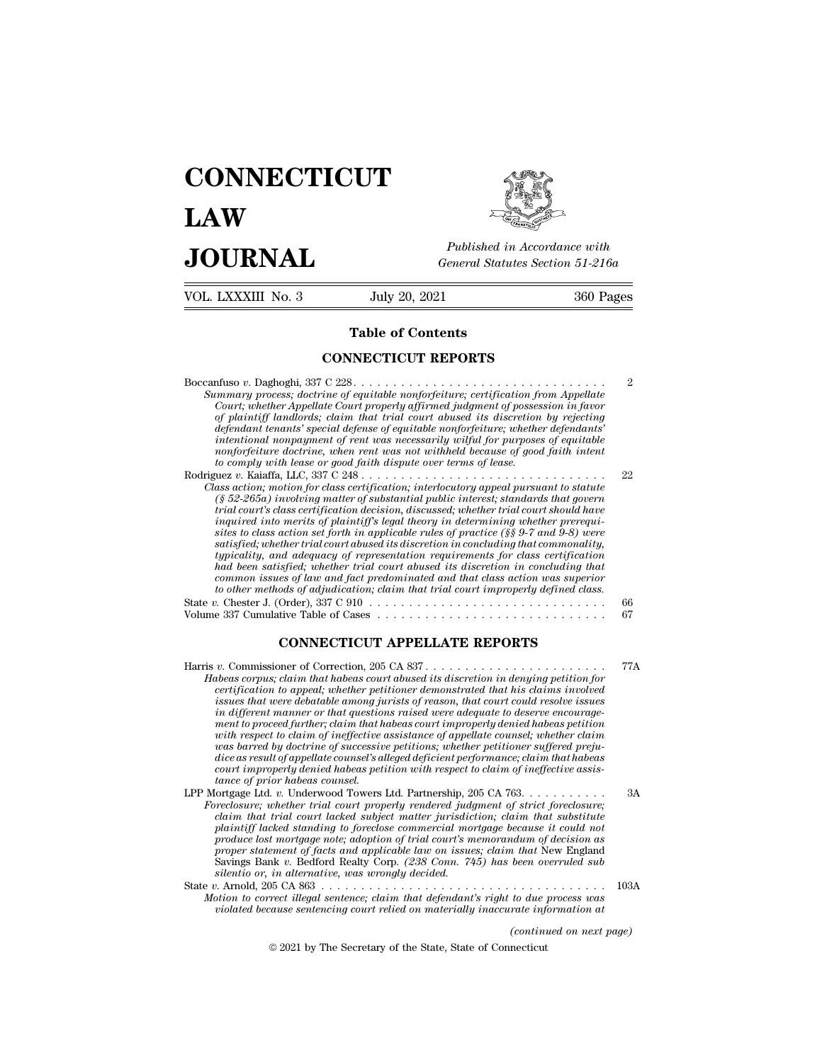# CONNECTICUT LAW JOURNAL

*Published in Accordance with General Statutes Section 51-216a*

VOL. LXXXIII No. 3 July 20, 2021 360 Pages

## Table of Contents

### CONNECTICUT REPORTS

Boccanfuso *v.* Daghoghi, 337 C 228. . . . . . . . . . . . . . . . . . . . . . . . . . . . . . . . 2
*Summary process; doctrine of equitable nonforfeiture; certification from Appellate Court; whether Appellate Court properly affirmed judgment of possession in favor of plaintiff landlords; claim that trial court abused its discretion by rejecting defendant tenants' special defense of equitable nonforfeiture; whether defendants' intentional nonpayment of rent was necessarily wilful for purposes of equitable nonforfeiture doctrine, when rent was not withheld because of good faith intent to comply with lease or good faith dispute over terms of lease.*

Rodriguez *v.* Kaiaffa, LLC, 337 C 248 . . . . . . . . . . . . . . . . . . . . . . . . . . . . . . . 22
*Class action; motion for class certification; interlocutory appeal pursuant to statute (§ 52-265a) involving matter of substantial public interest; standards that govern trial court's class certification decision, discussed; whether trial court should have inquired into merits of plaintiff's legal theory in determining whether prerequisites to class action set forth in applicable rules of practice (§§ 9-7 and 9-8) were satisfied; whether trial court abused its discretion in concluding that commonality, typicality, and adequacy of representation requirements for class certification had been satisfied; whether trial court abused its discretion in concluding that common issues of law and fact predominated and that class action was superior to other methods of adjudication; claim that trial court improperly defined class.*

State *v.* Chester J. (Order), 337 C 910 . . . . . . . . . . . . . . . . . . . . . . . . . . . . . . 66

Volume 337 Cumulative Table of Cases . . . . . . . . . . . . . . . . . . . . . . . . . . . . . 67

### CONNECTICUT APPELLATE REPORTS

Harris *v.* Commissioner of Correction, 205 CA 837. . . . . . . . . . . . . . . . . . . . . . . 77A
*Habeas corpus; claim that habeas court abused its discretion in denying petition for certification to appeal; whether petitioner demonstrated that his claims involved issues that were debatable among jurists of reason, that court could resolve issues in different manner or that questions raised were adequate to deserve encouragement to proceed further; claim that habeas court improperly denied habeas petition with respect to claim of ineffective assistance of appellate counsel; whether claim was barred by doctrine of successive petitions; whether petitioner suffered prejudice as result of appellate counsel's alleged deficient performance; claim that habeas court improperly denied habeas petition with respect to claim of ineffective assistance of prior habeas counsel.*

LPP Mortgage Ltd. *v.* Underwood Towers Ltd. Partnership, 205 CA 763. . . . . . . . . . . 3A
*Foreclosure; whether trial court properly rendered judgment of strict foreclosure; claim that trial court lacked subject matter jurisdiction; claim that substitute plaintiff lacked standing to foreclose commercial mortgage because it could not produce lost mortgage note; adoption of trial court's memorandum of decision as proper statement of facts and applicable law on issues; claim that* New England Savings Bank *v.* Bedford Realty Corp. *(238 Conn. 745) has been overruled sub silentio or, in alternative, was wrongly decided.*

State *v.* Arnold, 205 CA 863 . . . . . . . . . . . . . . . . . . . . . . . . . . . . . . . . . . . . 103A
*Motion to correct illegal sentence; claim that defendant's right to due process was violated because sentencing court relied on materially inaccurate information at*

*(continued on next page)*

© 2021 by The Secretary of the State, State of Connecticut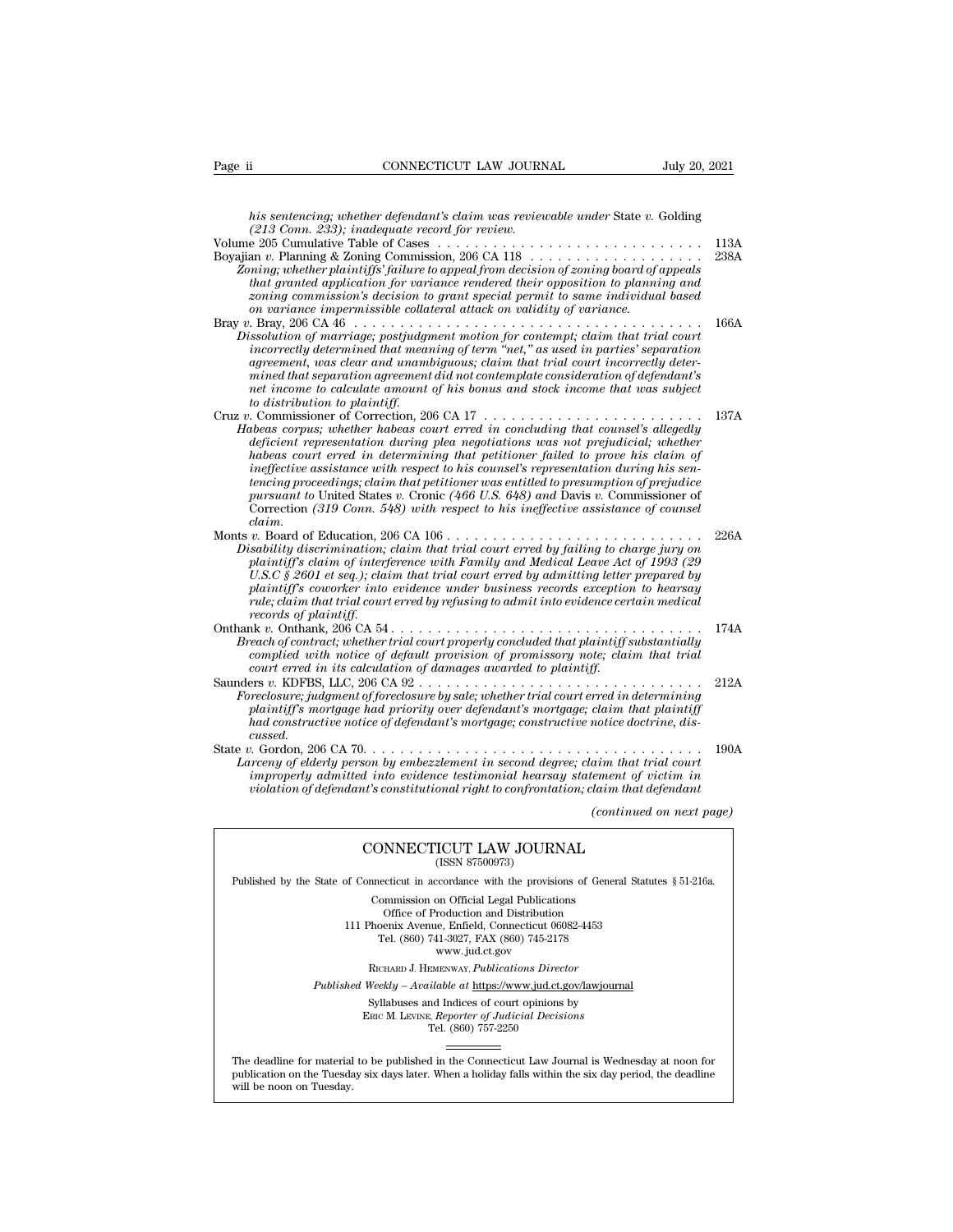*his sentencing; whether defendant's claim was reviewable under* State *v.* Golding *(213 Conn. 233); inadequate record for review.*

Volume 205 Cumulative Table of Cases . . . . . . . . . . . . . . . . . . . . . . . . . . . . . 113A

Boyajian *v.* Planning & Zoning Commission, 206 CA 118 . . . . . . . . . . . . . . . . . . 238A
*Zoning; whether plaintiffs' failure to appeal from decision of zoning board of appeals that granted application for variance rendered their opposition to planning and zoning commission's decision to grant special permit to same individual based on variance impermissible collateral attack on validity of variance.*

Bray *v.* Bray, 206 CA 46 . . . . . . . . . . . . . . . . . . . . . . . . . . . . . . . . . . . . . 166A
*Dissolution of marriage; postjudgment motion for contempt; claim that trial court incorrectly determined that meaning of term "net," as used in parties' separation agreement, was clear and unambiguous; claim that trial court incorrectly determined that separation agreement did not contemplate consideration of defendant's net income to calculate amount of his bonus and stock income that was subject to distribution to plaintiff.*

Cruz *v.* Commissioner of Correction, 206 CA 17 . . . . . . . . . . . . . . . . . . . . . . . 137A
*Habeas corpus; whether habeas court erred in concluding that counsel's allegedly deficient representation during plea negotiations was not prejudicial; whether habeas court erred in determining that petitioner failed to prove his claim of ineffective assistance with respect to his counsel's representation during his sentencing proceedings; claim that petitioner was entitled to presumption of prejudice pursuant to* United States *v.* Cronic *(466 U.S. 648) and* Davis *v.* Commissioner of Correction *(319 Conn. 548) with respect to his ineffective assistance of counsel claim.*

Monts *v.* Board of Education, 206 CA 106 . . . . . . . . . . . . . . . . . . . . . . . . . . . 226A
*Disability discrimination; claim that trial court erred by failing to charge jury on plaintiff's claim of interference with Family and Medical Leave Act of 1993 (29 U.S.C § 2601 et seq.); claim that trial court erred by admitting letter prepared by plaintiff's coworker into evidence under business records exception to hearsay rule; claim that trial court erred by refusing to admit into evidence certain medical records of plaintiff.*

Onthank *v.* Onthank, 206 CA 54 . . . . . . . . . . . . . . . . . . . . . . . . . . . . . . . . . 174A
*Breach of contract; whether trial court properly concluded that plaintiff substantially complied with notice of default provision of promissory note; claim that trial court erred in its calculation of damages awarded to plaintiff.*

Saunders *v.* KDFBS, LLC, 206 CA 92 . . . . . . . . . . . . . . . . . . . . . . . . . . . . . . 212A
*Foreclosure; judgment of foreclosure by sale; whether trial court erred in determining plaintiff's mortgage had priority over defendant's mortgage; claim that plaintiff had constructive notice of defendant's mortgage; constructive notice doctrine, discussed.*

State *v.* Gordon, 206 CA 70. . . . . . . . . . . . . . . . . . . . . . . . . . . . . . . . . . . . 190A
*Larceny of elderly person by embezzlement in second degree; claim that trial court improperly admitted into evidence testimonial hearsay statement of victim in violation of defendant's constitutional right to confrontation; claim that defendant*

*(continued on next page)*

---

CONNECTICUT LAW JOURNAL
(ISSN 87500973)

Published by the State of Connecticut in accordance with the provisions of General Statutes § 51-216a.

Commission on Official Legal Publications
Office of Production and Distribution
111 Phoenix Avenue, Enfield, Connecticut 06082-4453
Tel. (860) 741-3027, FAX (860) 745-2178
www.jud.ct.gov

RICHARD J. HEMENWAY, *Publications Director*

*Published Weekly – Available at* https://www.jud.ct.gov/lawjournal

Syllabuses and Indices of court opinions by
ERIC M. LEVINE, *Reporter of Judicial Decisions*
Tel. (860) 757-2250

The deadline for material to be published in the Connecticut Law Journal is Wednesday at noon for publication on the Tuesday six days later. When a holiday falls within the six day period, the deadline will be noon on Tuesday.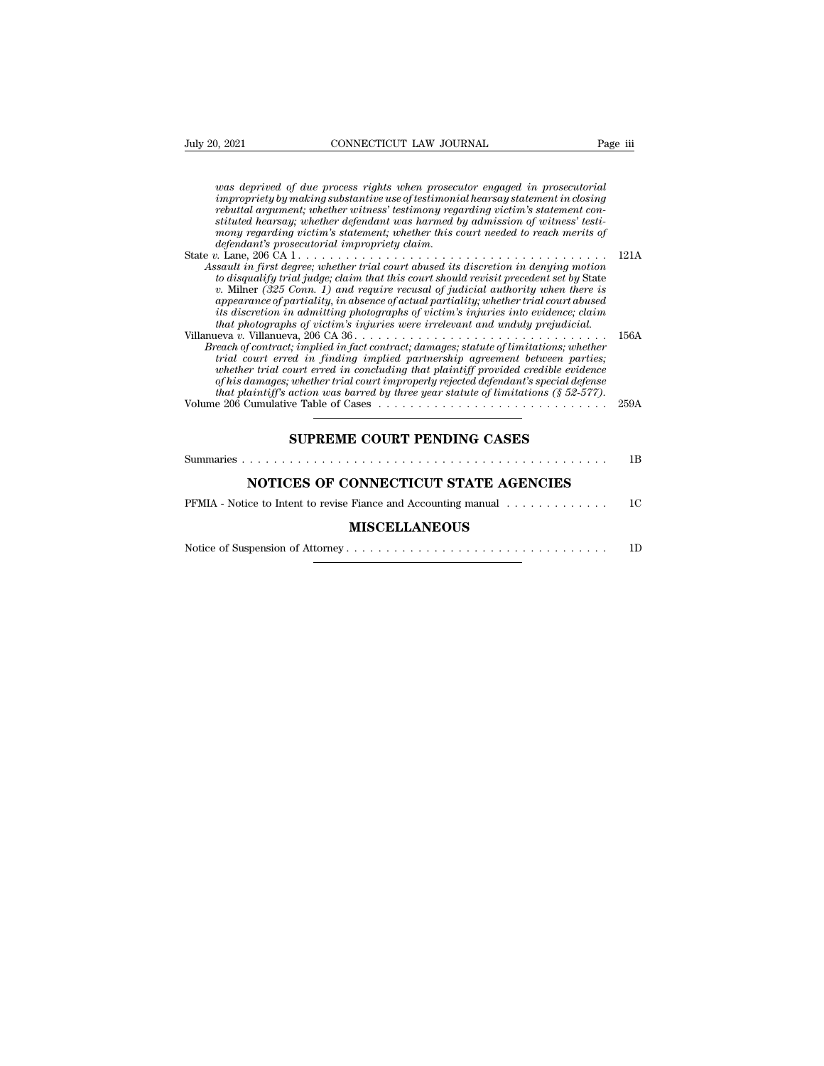*was deprived of due process rights when prosecutor engaged in prosecutorial impropriety by making substantive use of testimonial hearsay statement in closing rebuttal argument; whether witness' testimony regarding victim's statement constituted hearsay; whether defendant was harmed by admission of witness' testimony regarding victim's statement; whether this court needed to reach merits of defendant's prosecutorial impropriety claim.*

State *v.* Lane, 206 CA 1 . . . . . . . . . . . . . . . . . . . . . . . . . . . . . . . . . . . . . . . 121A

*Assault in first degree; whether trial court abused its discretion in denying motion to disqualify trial judge; claim that this court should revisit precedent set by* State *v.* Milner *(325 Conn. 1) and require recusal of judicial authority when there is appearance of partiality, in absence of actual partiality; whether trial court abused its discretion in admitting photographs of victim's injuries into evidence; claim that photographs of victim's injuries were irrelevant and unduly prejudicial.*

Villanueva *v.* Villanueva, 206 CA 36 . . . . . . . . . . . . . . . . . . . . . . . . . . . . . . . . . 156A

*Breach of contract; implied in fact contract; damages; statute of limitations; whether trial court erred in finding implied partnership agreement between parties; whether trial court erred in concluding that plaintiff provided credible evidence of his damages; whether trial court improperly rejected defendant's special defense that plaintiff's action was barred by three year statute of limitations (§ 52-577).*

Volume 206 Cumulative Table of Cases . . . . . . . . . . . . . . . . . . . . . . . . . . . . 259A

## SUPREME COURT PENDING CASES

Summaries . . . . . . . . . . . . . . . . . . . . . . . . . . . . . . . . . . . . . . . . . . . . . . . . 1B

## NOTICES OF CONNECTICUT STATE AGENCIES

PFMIA - Notice to Intent to revise Fiance and Accounting manual . . . . . . . . . . . . . 1C

## MISCELLANEOUS

Notice of Suspension of Attorney . . . . . . . . . . . . . . . . . . . . . . . . . . . . . . . . . 1D